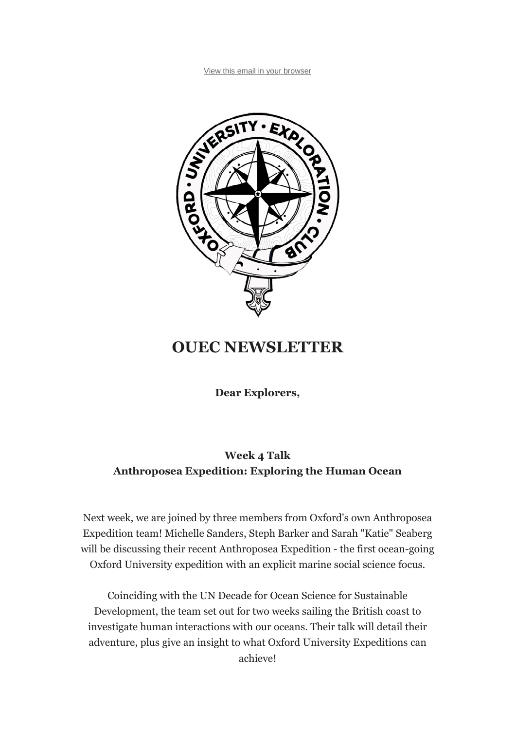View this email in your browser

# OUEC NEWSLETTER

**Dear Explorers,**

**Week 4 Talk**
**Anthropsea Expedition: Exploring the Human Ocean**

Next week, we are joined by three members from Oxford's own Anthroposea Expedition team! Michelle Sanders, Steph Barker and Sarah "Katie" Seaberg will be discussing their recent Anthroposea Expedition - the first ocean-going Oxford University expedition with an explicit marine social science focus.

Coinciding with the UN Decade for Ocean Science for Sustainable Development, the team set out for two weeks sailing the British coast to investigate human interactions with our oceans. Their talk will detail their adventure, plus give an insight to what Oxford University Expeditions can achieve!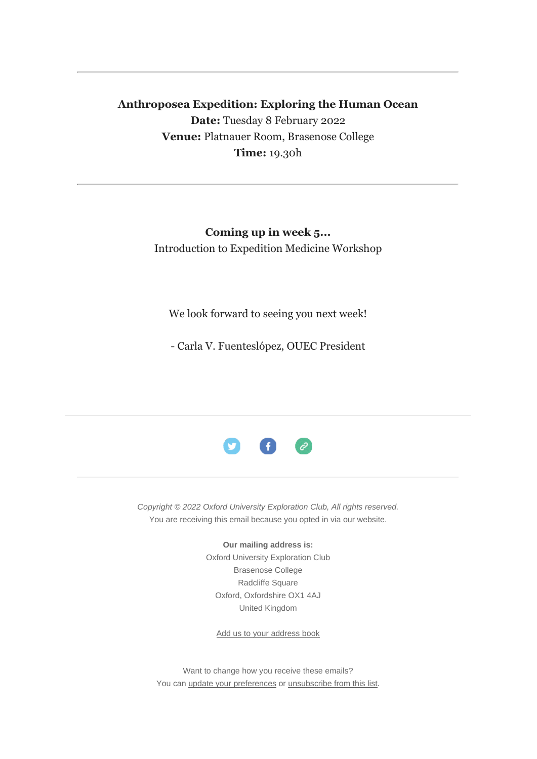---

**Anthroposea Expedition: Exploring the Human Ocean**
**Date:** Tuesday 8 February 2022
**Venue:** Platnauer Room, Brasenose College
**Time:** 19.30h

---

**Coming up in week 5...**
Introduction to Expedition Medicine Workshop

We look forward to seeing you next week!

- Carla V. Fuenteslópez, OUEC President

---

*Copyright © 2022 Oxford University Exploration Club, All rights reserved.*
You are receiving this email because you opted in via our website.

**Our mailing address is:**
Oxford University Exploration Club
Brasenose College
Radcliffe Square
Oxford, Oxfordshire OX1 4AJ
United Kingdom

Add us to your address book

Want to change how you receive these emails?
You can update your preferences or unsubscribe from this list.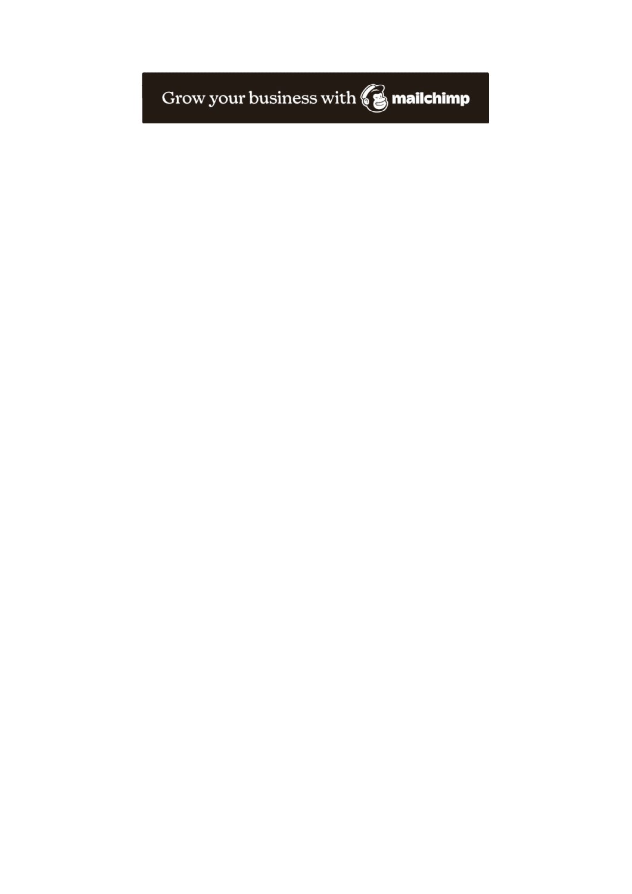Grow your business with mailchimp